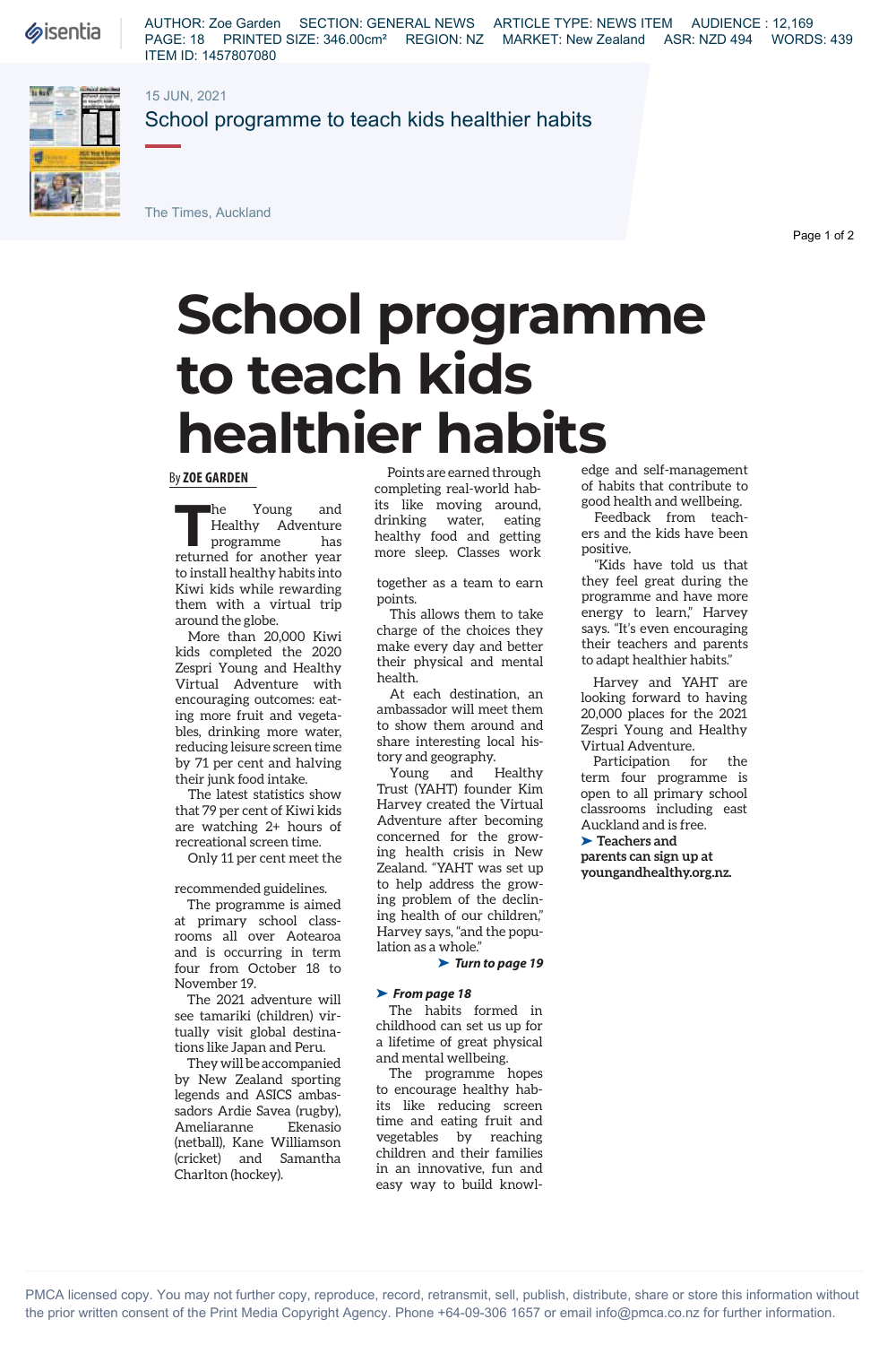AUTHOR: Zoe Garden SECTION: GENERAL NEWS ARTICLE TYPE: NEWS ITEM AUDIENCE : 12,169
PAGE: 18 PRINTED SIZE: 346.00cm² REGION: NZ MARKET: New Zealand ASR: NZD 494 WORDS: 439
ITEM ID: 1457807080

15 JUN, 2021

School programme to teach kids healthier habits

The Times, Auckland

# School programme to teach kids healthier habits

By **ZOE GARDEN**

The Young and Healthy Adventure programme has returned for another year to install healthy habits into Kiwi kids while rewarding them with a virtual trip around the globe.

More than 20,000 Kiwi kids completed the 2020 Zespri Young and Healthy Virtual Adventure with encouraging outcomes: eating more fruit and vegetables, drinking more water, reducing leisure screen time by 71 per cent and halving their junk food intake.

The latest statistics show that 79 per cent of Kiwi kids are watching 2+ hours of recreational screen time.

Only 11 per cent meet the recommended guidelines.

The programme is aimed at primary school classrooms all over Aotearoa and is occurring in term four from October 18 to November 19.

The 2021 adventure will see tamariki (children) virtually visit global destinations like Japan and Peru.

They will be accompanied by New Zealand sporting legends and ASICS ambassadors Ardie Savea (rugby), Ameliaranne Ekenasio (netball), Kane Williamson (cricket) and Samantha Charlton (hockey).

Points are earned through completing real-world habits like moving around, drinking water, eating healthy food and getting more sleep. Classes work together as a team to earn points.

This allows them to take charge of the choices they make every day and better their physical and mental health.

At each destination, an ambassador will meet them to show them around and share interesting local history and geography.

Young and Healthy Trust (YAHT) founder Kim Harvey created the Virtual Adventure after becoming concerned for the growing health crisis in New Zealand. "YAHT was set up to help address the growing problem of the declining health of our children," Harvey says, "and the population as a whole."

➤ *Turn to page 19*

➤ *From page 18*

The habits formed in childhood can set us up for a lifetime of great physical and mental wellbeing.

The programme hopes to encourage healthy habits like reducing screen time and eating fruit and vegetables by reaching children and their families in an innovative, fun and easy way to build knowledge and self-management of habits that contribute to good health and wellbeing.

Feedback from teachers and the kids have been positive.

"Kids have told us that they feel great during the programme and have more energy to learn," Harvey says. "It's even encouraging their teachers and parents to adapt healthier habits."

Harvey and YAHT are looking forward to having 20,000 places for the 2021 Zespri Young and Healthy Virtual Adventure.

Participation for the term four programme is open to all primary school classrooms including east Auckland and is free.

➤ **Teachers and parents can sign up at youngandhealthy.org.nz.**

PMCA licensed copy. You may not further copy, reproduce, record, retransmit, sell, publish, distribute, share or store this information without the prior written consent of the Print Media Copyright Agency. Phone +64-09-306 1657 or email info@pmca.co.nz for further information.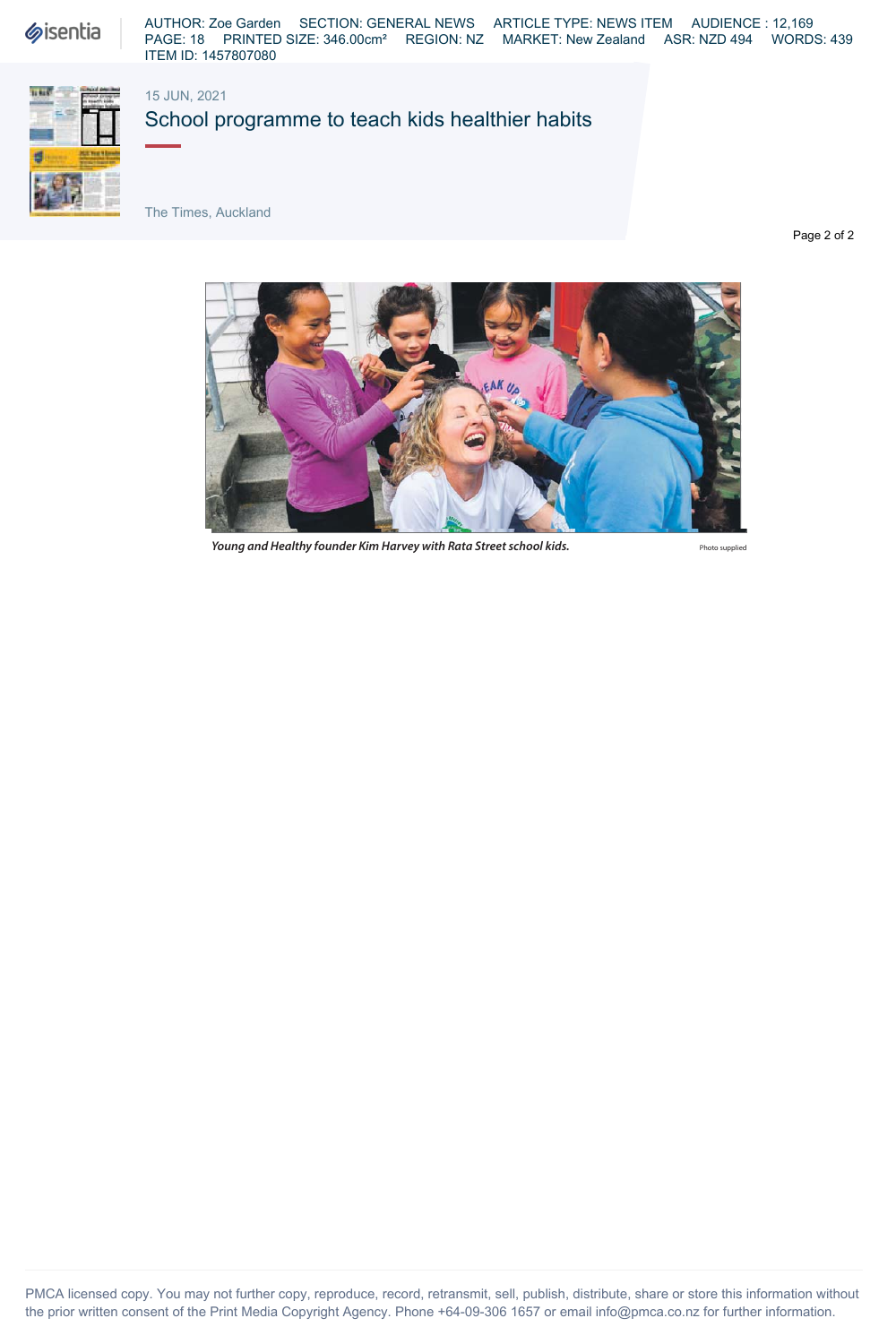AUTHOR: Zoe Garden SECTION: GENERAL NEWS ARTICLE TYPE: NEWS ITEM AUDIENCE : 12,169
PAGE: 18 PRINTED SIZE: 346.00cm² REGION: NZ MARKET: New Zealand ASR: NZD 494 WORDS: 439
ITEM ID: 1457807080

15 JUN, 2021

# School programme to teach kids healthier habits

The Times, Auckland

*Young and Healthy founder Kim Harvey with Rata Street school kids.* Photo supplied

PMCA licensed copy. You may not further copy, reproduce, record, retransmit, sell, publish, distribute, share or store this information without the prior written consent of the Print Media Copyright Agency. Phone +64-09-306 1657 or email info@pmca.co.nz for further information.